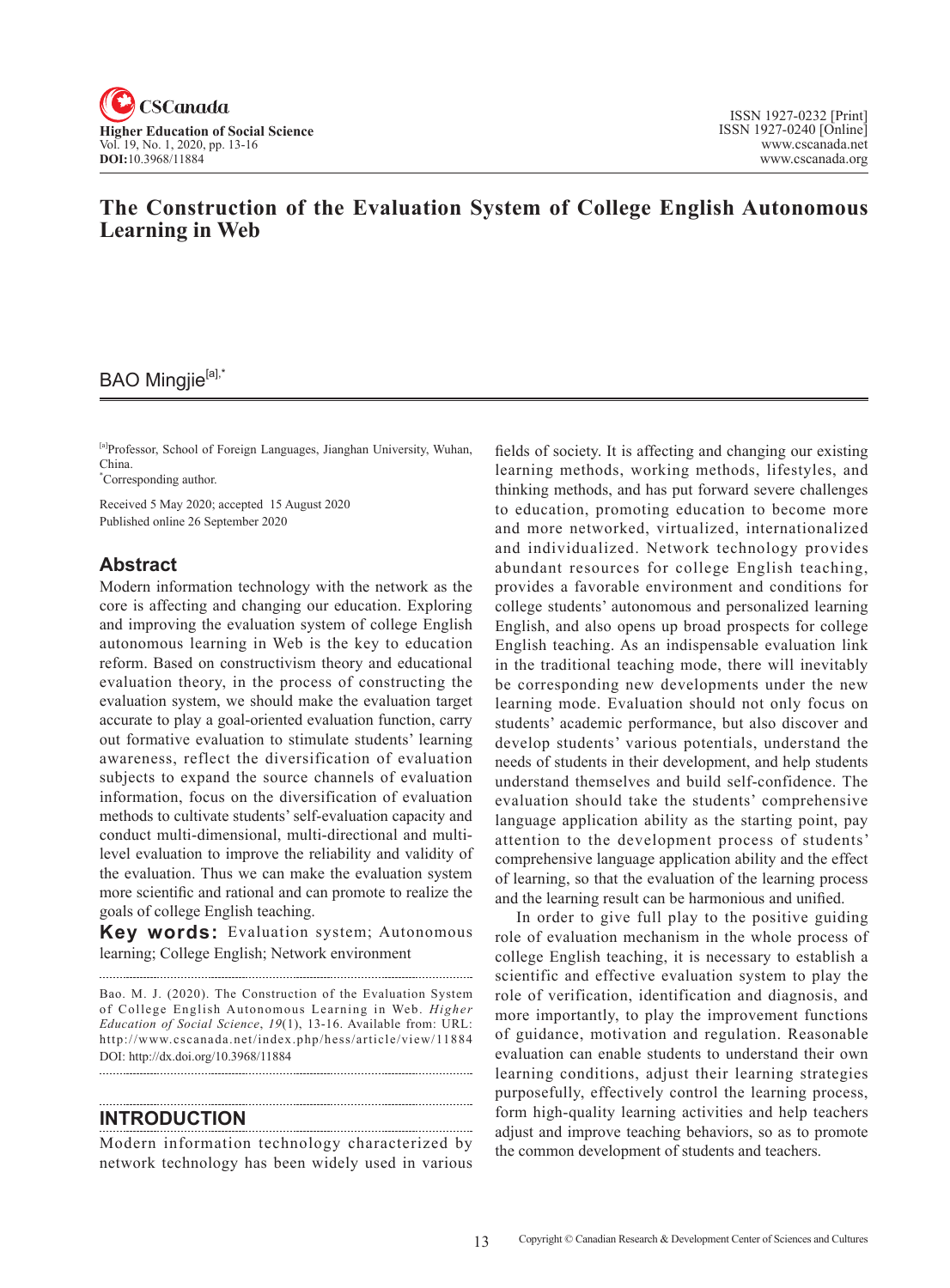# The Construction of the Evaluation System of College English Autonomous Learning in Web

BAO Mingjie[a],*

[a]Professor, School of Foreign Languages, Jianghan University, Wuhan, China.
*Corresponding author.

Received 5 May 2020; accepted 15 August 2020
Published online 26 September 2020

## Abstract

Modern information technology with the network as the core is affecting and changing our education. Exploring and improving the evaluation system of college English autonomous learning in Web is the key to education reform. Based on constructivism theory and educational evaluation theory, in the process of constructing the evaluation system, we should make the evaluation target accurate to play a goal-oriented evaluation function, carry out formative evaluation to stimulate students' learning awareness, reflect the diversification of evaluation subjects to expand the source channels of evaluation information, focus on the diversification of evaluation methods to cultivate students' self-evaluation capacity and conduct multi-dimensional, multi-directional and multi-level evaluation to improve the reliability and validity of the evaluation. Thus we can make the evaluation system more scientific and rational and can promote to realize the goals of college English teaching.

**Key words:** Evaluation system; Autonomous learning; College English; Network environment

Bao. M. J. (2020). The Construction of the Evaluation System of College English Autonomous Learning in Web. *Higher Education of Social Science*, *19*(1), 13-16. Available from: URL: http://www.cscanada.net/index.php/hess/article/view/11884
DOI: http://dx.doi.org/10.3968/11884

## INTRODUCTION

Modern information technology characterized by network technology has been widely used in various fields of society. It is affecting and changing our existing learning methods, working methods, lifestyles, and thinking methods, and has put forward severe challenges to education, promoting education to become more and more networked, virtualized, internationalized and individualized. Network technology provides abundant resources for college English teaching, provides a favorable environment and conditions for college students' autonomous and personalized learning English, and also opens up broad prospects for college English teaching. As an indispensable evaluation link in the traditional teaching mode, there will inevitably be corresponding new developments under the new learning mode. Evaluation should not only focus on students' academic performance, but also discover and develop students' various potentials, understand the needs of students in their development, and help students understand themselves and build self-confidence. The evaluation should take the students' comprehensive language application ability as the starting point, pay attention to the development process of students' comprehensive language application ability and the effect of learning, so that the evaluation of the learning process and the learning result can be harmonious and unified.

In order to give full play to the positive guiding role of evaluation mechanism in the whole process of college English teaching, it is necessary to establish a scientific and effective evaluation system to play the role of verification, identification and diagnosis, and more importantly, to play the improvement functions of guidance, motivation and regulation. Reasonable evaluation can enable students to understand their own learning conditions, adjust their learning strategies purposefully, effectively control the learning process, form high-quality learning activities and help teachers adjust and improve teaching behaviors, so as to promote the common development of students and teachers.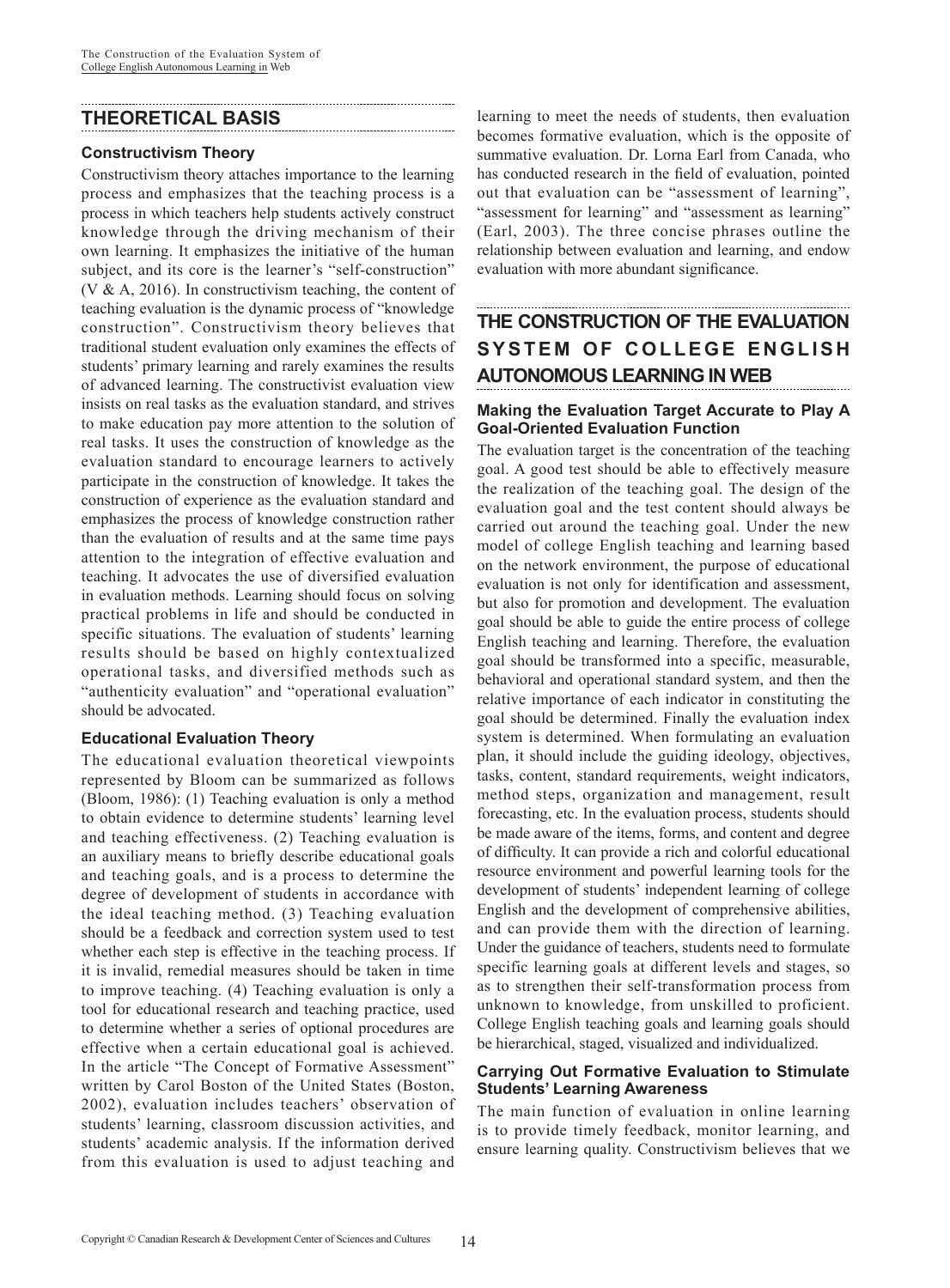## THEORETICAL BASIS

### Constructivism Theory

Constructivism theory attaches importance to the learning process and emphasizes that the teaching process is a process in which teachers help students actively construct knowledge through the driving mechanism of their own learning. It emphasizes the initiative of the human subject, and its core is the learner's "self-construction" (V & A, 2016). In constructivism teaching, the content of teaching evaluation is the dynamic process of "knowledge construction". Constructivism theory believes that traditional student evaluation only examines the effects of students' primary learning and rarely examines the results of advanced learning. The constructivist evaluation view insists on real tasks as the evaluation standard, and strives to make education pay more attention to the solution of real tasks. It uses the construction of knowledge as the evaluation standard to encourage learners to actively participate in the construction of knowledge. It takes the construction of experience as the evaluation standard and emphasizes the process of knowledge construction rather than the evaluation of results and at the same time pays attention to the integration of effective evaluation and teaching. It advocates the use of diversified evaluation in evaluation methods. Learning should focus on solving practical problems in life and should be conducted in specific situations. The evaluation of students' learning results should be based on highly contextualized operational tasks, and diversified methods such as "authenticity evaluation" and "operational evaluation" should be advocated.

### Educational Evaluation Theory

The educational evaluation theoretical viewpoints represented by Bloom can be summarized as follows (Bloom, 1986): (1) Teaching evaluation is only a method to obtain evidence to determine students' learning level and teaching effectiveness. (2) Teaching evaluation is an auxiliary means to briefly describe educational goals and teaching goals, and is a process to determine the degree of development of students in accordance with the ideal teaching method. (3) Teaching evaluation should be a feedback and correction system used to test whether each step is effective in the teaching process. If it is invalid, remedial measures should be taken in time to improve teaching. (4) Teaching evaluation is only a tool for educational research and teaching practice, used to determine whether a series of optional procedures are effective when a certain educational goal is achieved. In the article "The Concept of Formative Assessment" written by Carol Boston of the United States (Boston, 2002), evaluation includes teachers' observation of students' learning, classroom discussion activities, and students' academic analysis. If the information derived from this evaluation is used to adjust teaching and learning to meet the needs of students, then evaluation becomes formative evaluation, which is the opposite of summative evaluation. Dr. Lorna Earl from Canada, who has conducted research in the field of evaluation, pointed out that evaluation can be "assessment of learning", "assessment for learning" and "assessment as learning" (Earl, 2003). The three concise phrases outline the relationship between evaluation and learning, and endow evaluation with more abundant significance.

## THE CONSTRUCTION OF THE EVALUATION SYSTEM OF COLLEGE ENGLISH AUTONOMOUS LEARNING IN WEB

### Making the Evaluation Target Accurate to Play A Goal-Oriented Evaluation Function

The evaluation target is the concentration of the teaching goal. A good test should be able to effectively measure the realization of the teaching goal. The design of the evaluation goal and the test content should always be carried out around the teaching goal. Under the new model of college English teaching and learning based on the network environment, the purpose of educational evaluation is not only for identification and assessment, but also for promotion and development. The evaluation goal should be able to guide the entire process of college English teaching and learning. Therefore, the evaluation goal should be transformed into a specific, measurable, behavioral and operational standard system, and then the relative importance of each indicator in constituting the goal should be determined. Finally the evaluation index system is determined. When formulating an evaluation plan, it should include the guiding ideology, objectives, tasks, content, standard requirements, weight indicators, method steps, organization and management, result forecasting, etc. In the evaluation process, students should be made aware of the items, forms, and content and degree of difficulty. It can provide a rich and colorful educational resource environment and powerful learning tools for the development of students' independent learning of college English and the development of comprehensive abilities, and can provide them with the direction of learning. Under the guidance of teachers, students need to formulate specific learning goals at different levels and stages, so as to strengthen their self-transformation process from unknown to knowledge, from unskilled to proficient. College English teaching goals and learning goals should be hierarchical, staged, visualized and individualized.

### Carrying Out Formative Evaluation to Stimulate Students' Learning Awareness

The main function of evaluation in online learning is to provide timely feedback, monitor learning, and ensure learning quality. Constructivism believes that we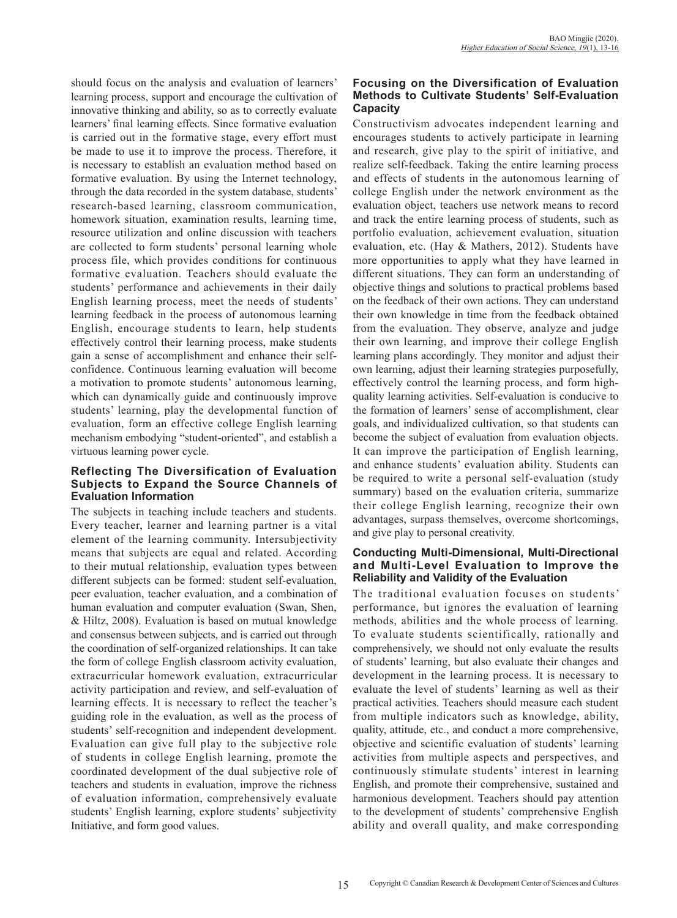should focus on the analysis and evaluation of learners' learning process, support and encourage the cultivation of innovative thinking and ability, so as to correctly evaluate learners' final learning effects. Since formative evaluation is carried out in the formative stage, every effort must be made to use it to improve the process. Therefore, it is necessary to establish an evaluation method based on formative evaluation. By using the Internet technology, through the data recorded in the system database, students' research-based learning, classroom communication, homework situation, examination results, learning time, resource utilization and online discussion with teachers are collected to form students' personal learning whole process file, which provides conditions for continuous formative evaluation. Teachers should evaluate the students' performance and achievements in their daily English learning process, meet the needs of students' learning feedback in the process of autonomous learning English, encourage students to learn, help students effectively control their learning process, make students gain a sense of accomplishment and enhance their self-confidence. Continuous learning evaluation will become a motivation to promote students' autonomous learning, which can dynamically guide and continuously improve students' learning, play the developmental function of evaluation, form an effective college English learning mechanism embodying "student-oriented", and establish a virtuous learning power cycle.

### Reflecting The Diversification of Evaluation Subjects to Expand the Source Channels of Evaluation Information

The subjects in teaching include teachers and students. Every teacher, learner and learning partner is a vital element of the learning community. Intersubjectivity means that subjects are equal and related. According to their mutual relationship, evaluation types between different subjects can be formed: student self-evaluation, peer evaluation, teacher evaluation, and a combination of human evaluation and computer evaluation (Swan, Shen, & Hiltz, 2008). Evaluation is based on mutual knowledge and consensus between subjects, and is carried out through the coordination of self-organized relationships. It can take the form of college English classroom activity evaluation, extracurricular homework evaluation, extracurricular activity participation and review, and self-evaluation of learning effects. It is necessary to reflect the teacher's guiding role in the evaluation, as well as the process of students' self-recognition and independent development. Evaluation can give full play to the subjective role of students in college English learning, promote the coordinated development of the dual subjective role of teachers and students in evaluation, improve the richness of evaluation information, comprehensively evaluate students' English learning, explore students' subjectivity Initiative, and form good values.

### Focusing on the Diversification of Evaluation Methods to Cultivate Students' Self-Evaluation Capacity

Constructivism advocates independent learning and encourages students to actively participate in learning and research, give play to the spirit of initiative, and realize self-feedback. Taking the entire learning process and effects of students in the autonomous learning of college English under the network environment as the evaluation object, teachers use network means to record and track the entire learning process of students, such as portfolio evaluation, achievement evaluation, situation evaluation, etc. (Hay & Mathers, 2012). Students have more opportunities to apply what they have learned in different situations. They can form an understanding of objective things and solutions to practical problems based on the feedback of their own actions. They can understand their own knowledge in time from the feedback obtained from the evaluation. They observe, analyze and judge their own learning, and improve their college English learning plans accordingly. They monitor and adjust their own learning, adjust their learning strategies purposefully, effectively control the learning process, and form high-quality learning activities. Self-evaluation is conducive to the formation of learners' sense of accomplishment, clear goals, and individualized cultivation, so that students can become the subject of evaluation from evaluation objects. It can improve the participation of English learning, and enhance students' evaluation ability. Students can be required to write a personal self-evaluation (study summary) based on the evaluation criteria, summarize their college English learning, recognize their own advantages, surpass themselves, overcome shortcomings, and give play to personal creativity.

### Conducting Multi-Dimensional, Multi-Directional and Multi-Level Evaluation to Improve the Reliability and Validity of the Evaluation

The traditional evaluation focuses on students' performance, but ignores the evaluation of learning methods, abilities and the whole process of learning. To evaluate students scientifically, rationally and comprehensively, we should not only evaluate the results of students' learning, but also evaluate their changes and development in the learning process. It is necessary to evaluate the level of students' learning as well as their practical activities. Teachers should measure each student from multiple indicators such as knowledge, ability, quality, attitude, etc., and conduct a more comprehensive, objective and scientific evaluation of students' learning activities from multiple aspects and perspectives, and continuously stimulate students' interest in learning English, and promote their comprehensive, sustained and harmonious development. Teachers should pay attention to the development of students' comprehensive English ability and overall quality, and make corresponding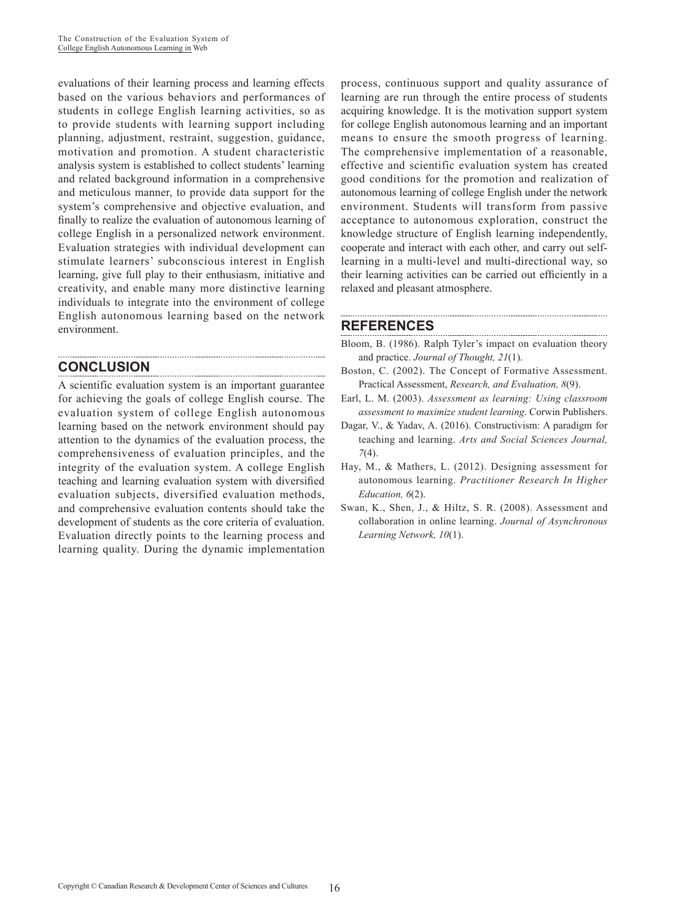evaluations of their learning process and learning effects based on the various behaviors and performances of students in college English learning activities, so as to provide students with learning support including planning, adjustment, restraint, suggestion, guidance, motivation and promotion. A student characteristic analysis system is established to collect students' learning and related background information in a comprehensive and meticulous manner, to provide data support for the system's comprehensive and objective evaluation, and finally to realize the evaluation of autonomous learning of college English in a personalized network environment. Evaluation strategies with individual development can stimulate learners' subconscious interest in English learning, give full play to their enthusiasm, initiative and creativity, and enable many more distinctive learning individuals to integrate into the environment of college English autonomous learning based on the network environment.

## CONCLUSION

A scientific evaluation system is an important guarantee for achieving the goals of college English course. The evaluation system of college English autonomous learning based on the network environment should pay attention to the dynamics of the evaluation process, the comprehensiveness of evaluation principles, and the integrity of the evaluation system. A college English teaching and learning evaluation system with diversified evaluation subjects, diversified evaluation methods, and comprehensive evaluation contents should take the development of students as the core criteria of evaluation. Evaluation directly points to the learning process and learning quality. During the dynamic implementation process, continuous support and quality assurance of learning are run through the entire process of students acquiring knowledge. It is the motivation support system for college English autonomous learning and an important means to ensure the smooth progress of learning. The comprehensive implementation of a reasonable, effective and scientific evaluation system has created good conditions for the promotion and realization of autonomous learning of college English under the network environment. Students will transform from passive acceptance to autonomous exploration, construct the knowledge structure of English learning independently, cooperate and interact with each other, and carry out self-learning in a multi-level and multi-directional way, so their learning activities can be carried out efficiently in a relaxed and pleasant atmosphere.

## REFERENCES

Bloom, B. (1986). Ralph Tyler's impact on evaluation theory and practice. *Journal of Thought, 21*(1).

Boston, C. (2002). The Concept of Formative Assessment. Practical Assessment, *Research, and Evaluation, 8*(9).

Earl, L. M. (2003). *Assessment as learning: Using classroom assessment to maximize student learning*. Corwin Publishers.

Dagar, V., & Yadav, A. (2016). Constructivism: A paradigm for teaching and learning. *Arts and Social Sciences Journal, 7*(4).

Hay, M., & Mathers, L. (2012). Designing assessment for autonomous learning. *Practitioner Research In Higher Education, 6*(2).

Swan, K., Shen, J., & Hiltz, S. R. (2008). Assessment and collaboration in online learning. *Journal of Asynchronous Learning Network, 10*(1).